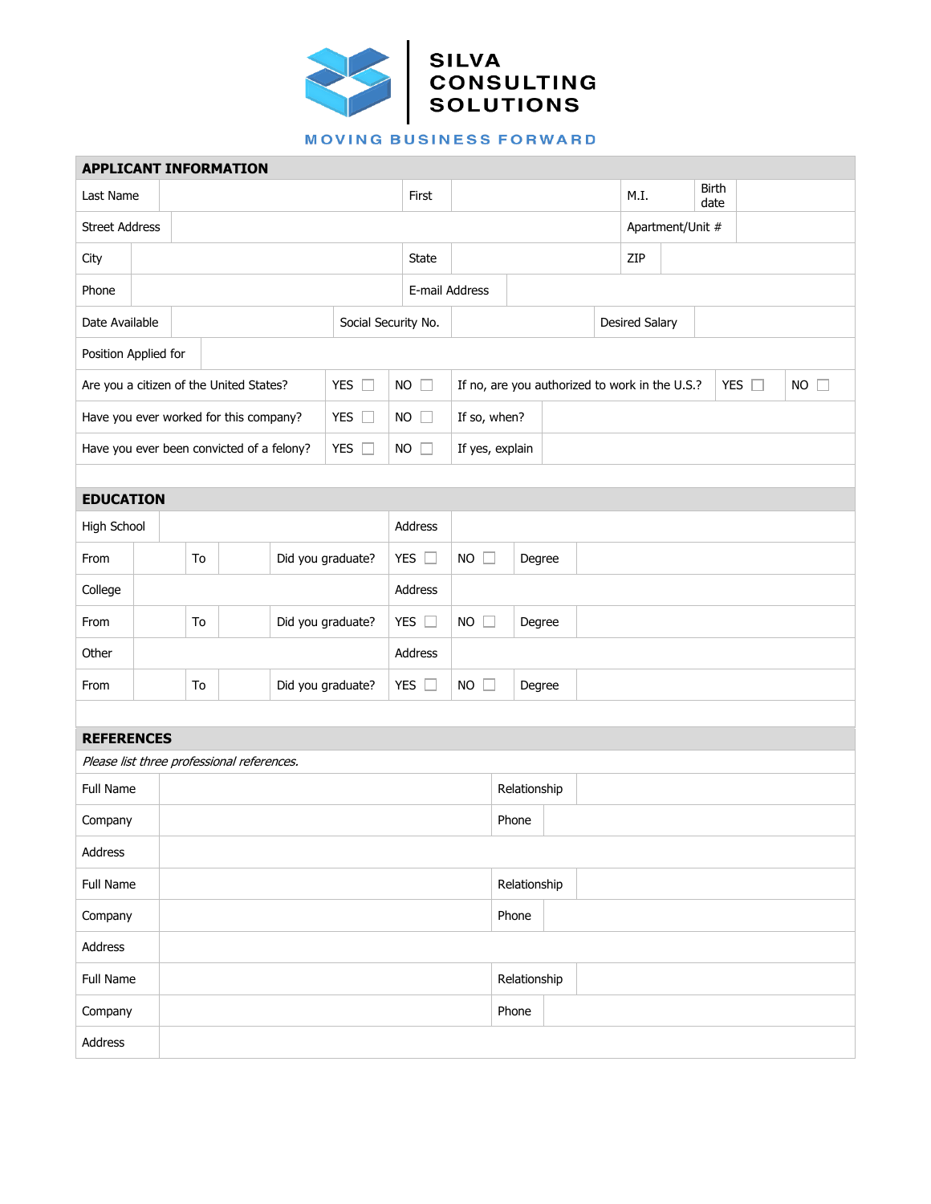# SILVA CONSULTING SOLUTIONS

MOVING BUSINESS FORWARD

## APPLICANT INFORMATION

| | | | | | | | |
|---|---|---|---|---|---|---|---|
| Last Name | | First | | M.I. | | Birth date | |
| Street Address | | | | Apartment/Unit # | | | |
| City | | State | | ZIP | | | |
| Phone | | E-mail Address | | | | | |
| Date Available | | Social Security No. | | Desired Salary | | | |
| Position Applied for | | | | | | | |
| Are you a citizen of the United States? | YES ☐ | NO ☐ | If no, are you authorized to work in the U.S.? | YES ☐ | NO ☐ | | |
| Have you ever worked for this company? | YES ☐ | NO ☐ | If so, when? | | | | |
| Have you ever been convicted of a felony? | YES ☐ | NO ☐ | If yes, explain | | | | |

## EDUCATION

| | | | | | | | | |
|---|---|---|---|---|---|---|---|---|
| High School | | | | Address | | | | |
| From | | To | | Did you graduate? | YES ☐ | NO ☐ | Degree | |
| College | | | | Address | | | | |
| From | | To | | Did you graduate? | YES ☐ | NO ☐ | Degree | |
| Other | | | | Address | | | | |
| From | | To | | Did you graduate? | YES ☐ | NO ☐ | Degree | |

## REFERENCES

*Please list three professional references.*

| | | | |
|---|---|---|---|
| Full Name | | Relationship | |
| Company | | Phone | |
| Address | | | |
| Full Name | | Relationship | |
| Company | | Phone | |
| Address | | | |
| Full Name | | Relationship | |
| Company | | Phone | |
| Address | | | |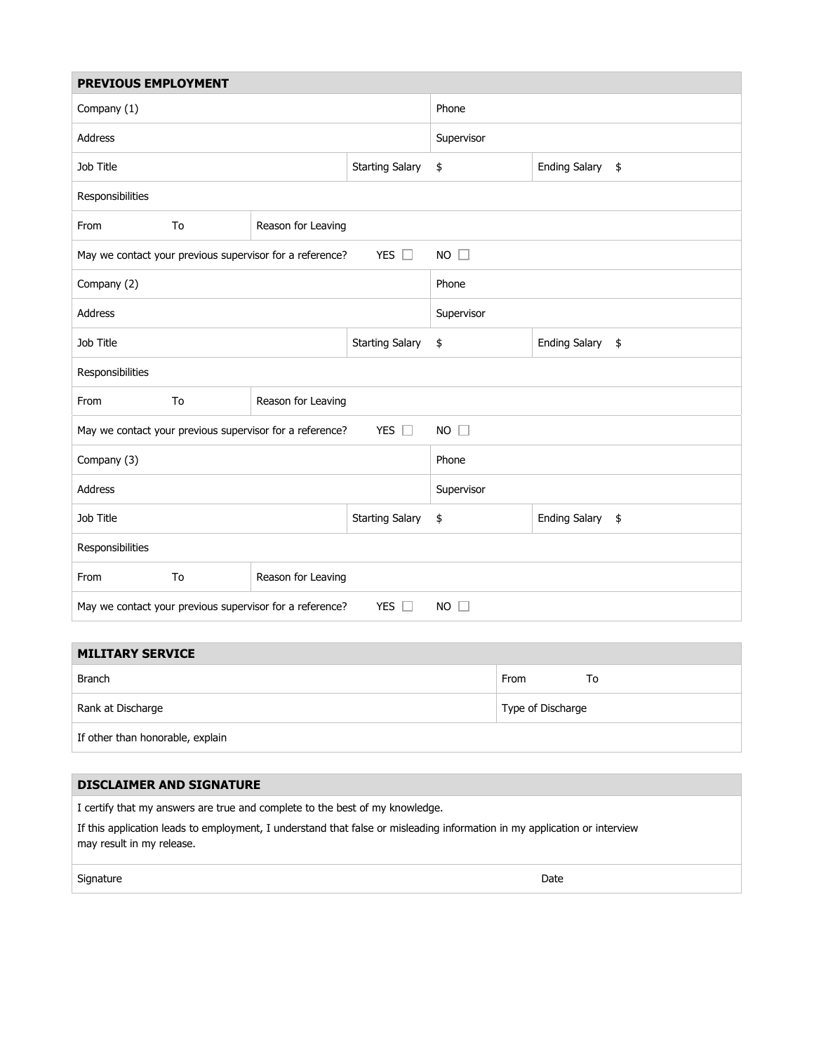## PREVIOUS EMPLOYMENT

| | | | |
|---|---|---|---|
| Company (1) | | Phone | |
| Address | | Supervisor | |
| Job Title | Starting Salary | $ | Ending Salary $ |
| Responsibilities | | | |
| From To | Reason for Leaving | | |
| May we contact your previous supervisor for a reference? | YES ☐ | NO ☐ | |
| Company (2) | | Phone | |
| Address | | Supervisor | |
| Job Title | Starting Salary | $ | Ending Salary $ |
| Responsibilities | | | |
| From To | Reason for Leaving | | |
| May we contact your previous supervisor for a reference? | YES ☐ | NO ☐ | |
| Company (3) | | Phone | |
| Address | | Supervisor | |
| Job Title | Starting Salary | $ | Ending Salary $ |
| Responsibilities | | | |
| From To | Reason for Leaving | | |
| May we contact your previous supervisor for a reference? | YES ☐ | NO ☐ | |

## MILITARY SERVICE

| | |
|---|---|
| Branch | From To |
| Rank at Discharge | Type of Discharge |
| If other than honorable, explain | |

## DISCLAIMER AND SIGNATURE

I certify that my answers are true and complete to the best of my knowledge.

If this application leads to employment, I understand that false or misleading information in my application or interview may result in my release.

| | |
|---|---|
| Signature | Date |